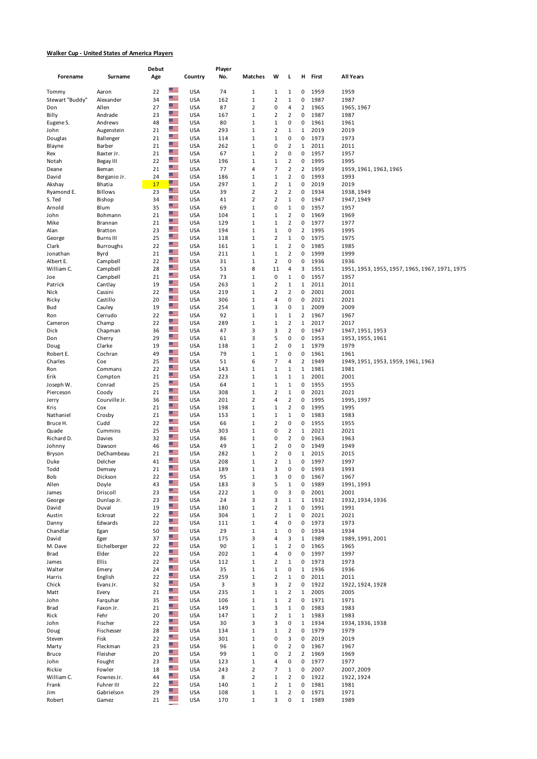**Walker Cup - United States of America Players**

| Forename | Surname | Debut Age | Country | Player No. | Matches | W | L | H | First | All Years |
|---|---|---|---|---|---|---|---|---|---|---|
| Tommy | Aaron | 22 | USA | 74 | 1 | 1 | 1 | 0 | 1959 | 1959 |
| Stewart "Buddy" | Alexander | 34 | USA | 162 | 1 | 2 | 1 | 0 | 1987 | 1987 |
| Don | Allen | 27 | USA | 87 | 2 | 0 | 4 | 2 | 1965 | 1965, 1967 |
| Billy | Andrade | 23 | USA | 167 | 1 | 2 | 2 | 0 | 1987 | 1987 |
| Eugene S. | Andrews | 48 | USA | 80 | 1 | 1 | 0 | 0 | 1961 | 1961 |
| John | Augenstein | 21 | USA | 293 | 1 | 2 | 1 | 1 | 2019 | 2019 |
| Douglas | Ballenger | 21 | USA | 114 | 1 | 1 | 0 | 0 | 1973 | 1973 |
| Blayne | Barber | 21 | USA | 262 | 1 | 0 | 2 | 1 | 2011 | 2011 |
| Rex | Baxter Jr. | 21 | USA | 67 | 1 | 2 | 0 | 0 | 1957 | 1957 |
| Notah | Begay III | 22 | USA | 196 | 1 | 1 | 2 | 0 | 1995 | 1995 |
| Deane | Beman | 21 | USA | 77 | 4 | 7 | 2 | 2 | 1959 | 1959, 1961, 1963, 1965 |
| David | Berganio Jr. | 24 | USA | 186 | 1 | 1 | 2 | 0 | 1993 | 1993 |
| Akshay | Bhatia | 17 | USA | 297 | 1 | 2 | 1 | 0 | 2019 | 2019 |
| Ryamond E. | Billows | 23 | USA | 39 | 2 | 2 | 2 | 0 | 1934 | 1938, 1949 |
| S. Ted | Bishop | 34 | USA | 41 | 2 | 2 | 1 | 0 | 1947 | 1947, 1949 |
| Arnold | Blum | 35 | USA | 69 | 1 | 0 | 1 | 0 | 1957 | 1957 |
| John | Bohmann | 21 | USA | 104 | 1 | 1 | 2 | 0 | 1969 | 1969 |
| Mike | Brannan | 21 | USA | 129 | 1 | 1 | 2 | 0 | 1977 | 1977 |
| Alan | Bratton | 23 | USA | 194 | 1 | 1 | 0 | 2 | 1995 | 1995 |
| George | Burns III | 25 | USA | 118 | 1 | 2 | 1 | 0 | 1975 | 1975 |
| Clark | Burroughs | 22 | USA | 161 | 1 | 1 | 2 | 0 | 1985 | 1985 |
| Jonathan | Byrd | 21 | USA | 211 | 1 | 1 | 2 | 0 | 1999 | 1999 |
| Albert E. | Campbell | 22 | USA | 31 | 1 | 2 | 0 | 0 | 1936 | 1936 |
| William C. | Campbell | 28 | USA | 53 | 8 | 11 | 4 | 3 | 1951 | 1951, 1953, 1955, 1957, 1965, 1967, 1971, 1975 |
| Joe | Campbell | 21 | USA | 73 | 1 | 0 | 1 | 0 | 1957 | 1957 |
| Patrick | Cantlay | 19 | USA | 263 | 1 | 2 | 1 | 1 | 2011 | 2011 |
| Nick | Cassini | 22 | USA | 219 | 1 | 2 | 2 | 0 | 2001 | 2001 |
| Ricky | Castillo | 20 | USA | 306 | 1 | 4 | 0 | 0 | 2021 | 2021 |
| Bud | Cauley | 19 | USA | 254 | 1 | 3 | 0 | 1 | 2009 | 2009 |
| Ron | Cerrudo | 22 | USA | 92 | 1 | 1 | 1 | 2 | 1967 | 1967 |
| Cameron | Champ | 22 | USA | 289 | 1 | 1 | 2 | 1 | 2017 | 2017 |
| Dick | Chapman | 36 | USA | 47 | 3 | 3 | 2 | 0 | 1947 | 1947, 1951, 1953 |
| Don | Cherry | 29 | USA | 61 | 3 | 5 | 0 | 0 | 1953 | 1953, 1955, 1961 |
| Doug | Clarke | 19 | USA | 138 | 1 | 2 | 0 | 1 | 1979 | 1979 |
| Robert E. | Cochran | 49 | USA | 79 | 1 | 1 | 0 | 0 | 1961 | 1961 |
| Charles | Coe | 25 | USA | 51 | 6 | 7 | 4 | 2 | 1949 | 1949, 1951, 1953, 1959, 1961, 1963 |
| Ron | Commans | 22 | USA | 143 | 1 | 1 | 1 | 1 | 1981 | 1981 |
| Erik | Compton | 21 | USA | 223 | 1 | 1 | 1 | 1 | 2001 | 2001 |
| Joseph W. | Conrad | 25 | USA | 64 | 1 | 1 | 1 | 0 | 1955 | 1955 |
| Pierceson | Coody | 21 | USA | 308 | 1 | 2 | 1 | 0 | 2021 | 2021 |
| Jerry | Courville Jr. | 36 | USA | 201 | 2 | 4 | 2 | 0 | 1995 | 1995, 1997 |
| Kris | Cox | 21 | USA | 198 | 1 | 1 | 2 | 0 | 1995 | 1995 |
| Nathaniel | Crosby | 21 | USA | 153 | 1 | 1 | 1 | 0 | 1983 | 1983 |
| Bruce H. | Cudd | 22 | USA | 66 | 1 | 2 | 0 | 0 | 1955 | 1955 |
| Quade | Cummins | 25 | USA | 303 | 1 | 0 | 2 | 1 | 2021 | 2021 |
| Richard D. | Davies | 32 | USA | 86 | 1 | 0 | 2 | 0 | 1963 | 1963 |
| Johnny | Dawson | 46 | USA | 49 | 1 | 2 | 0 | 0 | 1949 | 1949 |
| Bryson | DeChambeau | 21 | USA | 282 | 1 | 2 | 0 | 1 | 2015 | 2015 |
| Duke | Delcher | 41 | USA | 208 | 1 | 2 | 1 | 0 | 1997 | 1997 |
| Todd | Demsey | 21 | USA | 189 | 1 | 3 | 0 | 0 | 1993 | 1993 |
| Bob | Dickson | 22 | USA | 95 | 1 | 3 | 0 | 0 | 1967 | 1967 |
| Allen | Doyle | 43 | USA | 183 | 3 | 5 | 1 | 0 | 1989 | 1991, 1993 |
| James | Driscoll | 23 | USA | 222 | 1 | 0 | 3 | 0 | 2001 | 2001 |
| George | Dunlap Jr. | 23 | USA | 24 | 3 | 3 | 1 | 1 | 1932 | 1932, 1934, 1936 |
| David | Duval | 19 | USA | 180 | 1 | 2 | 1 | 0 | 1991 | 1991 |
| Austin | Eckroat | 22 | USA | 304 | 1 | 2 | 1 | 0 | 2021 | 2021 |
| Danny | Edwards | 22 | USA | 111 | 1 | 4 | 0 | 0 | 1973 | 1973 |
| Chandlar | Egan | 50 | USA | 29 | 1 | 1 | 0 | 0 | 1934 | 1934 |
| David | Eger | 37 | USA | 175 | 3 | 4 | 3 | 1 | 1989 | 1989, 1991, 2001 |
| M. Dave | Eichelberger | 22 | USA | 90 | 1 | 1 | 2 | 0 | 1965 | 1965 |
| Brad | Elder | 22 | USA | 202 | 1 | 4 | 0 | 0 | 1997 | 1997 |
| James | Ellis | 22 | USA | 112 | 1 | 2 | 1 | 0 | 1973 | 1973 |
| Walter | Emery | 24 | USA | 35 | 1 | 1 | 0 | 1 | 1936 | 1936 |
| Harris | English | 22 | USA | 259 | 1 | 2 | 1 | 0 | 2011 | 2011 |
| Chick | Evans Jr. | 32 | USA | 3 | 3 | 3 | 2 | 0 | 1922 | 1922, 1924, 1928 |
| Matt | Every | 21 | USA | 235 | 1 | 1 | 2 | 1 | 2005 | 2005 |
| John | Farquhar | 35 | USA | 106 | 1 | 1 | 2 | 0 | 1971 | 1971 |
| Brad | Faxon Jr. | 21 | USA | 149 | 1 | 3 | 1 | 0 | 1983 | 1983 |
| Rick | Fehr | 20 | USA | 147 | 1 | 2 | 1 | 1 | 1983 | 1983 |
| John | Fischer | 22 | USA | 30 | 3 | 3 | 0 | 1 | 1934 | 1934, 1936, 1938 |
| Doug | Fischesser | 28 | USA | 134 | 1 | 1 | 2 | 0 | 1979 | 1979 |
| Steven | Fisk | 22 | USA | 301 | 1 | 0 | 3 | 0 | 2019 | 2019 |
| Marty | Fleckman | 23 | USA | 96 | 1 | 0 | 2 | 0 | 1967 | 1967 |
| Bruce | Fleisher | 20 | USA | 99 | 1 | 0 | 2 | 2 | 1969 | 1969 |
| John | Fought | 23 | USA | 123 | 1 | 4 | 0 | 0 | 1977 | 1977 |
| Rickie | Fowler | 18 | USA | 243 | 2 | 7 | 1 | 0 | 2007 | 2007, 2009 |
| William C. | Fownes Jr. | 44 | USA | 8 | 2 | 1 | 2 | 0 | 1922 | 1922, 1924 |
| Frank | Fuhrer III | 22 | USA | 140 | 1 | 2 | 1 | 0 | 1981 | 1981 |
| Jim | Gabrielson | 29 | USA | 108 | 1 | 1 | 2 | 0 | 1971 | 1971 |
| Robert | Gamez | 21 | USA | 170 | 1 | 3 | 0 | 1 | 1989 | 1989 |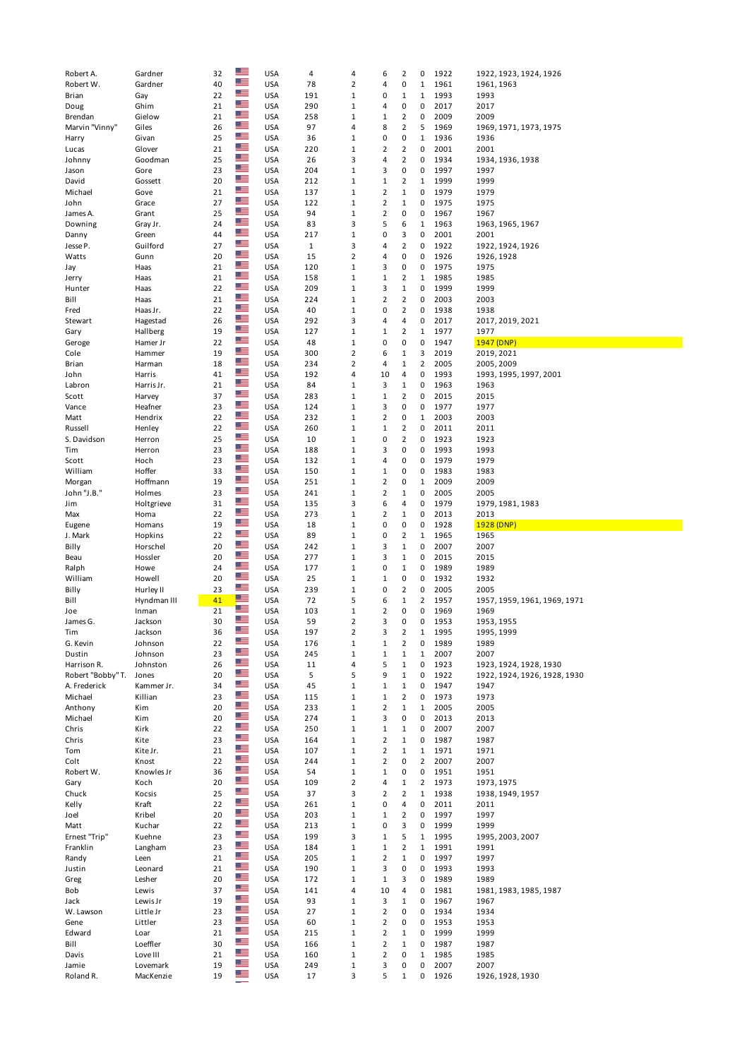| | | | | | | | | | | | |
|---|---|---|---|---|---|---|---|---|---|---|---|
| Robert A. | Gardner | 32 | USA | 4 | 4 | 6 | 2 | 0 | 1922 | 1922, 1923, 1924, 1926 |
| Robert W. | Gardner | 40 | USA | 78 | 2 | 4 | 0 | 1 | 1961 | 1961, 1963 |
| Brian | Gay | 22 | USA | 191 | 1 | 0 | 1 | 1 | 1993 | 1993 |
| Doug | Ghim | 21 | USA | 290 | 1 | 4 | 0 | 0 | 2017 | 2017 |
| Brendan | Gielow | 21 | USA | 258 | 1 | 1 | 2 | 0 | 2009 | 2009 |
| Marvin "Vinny" | Giles | 26 | USA | 97 | 4 | 8 | 2 | 5 | 1969 | 1969, 1971, 1973, 1975 |
| Harry | Givan | 25 | USA | 36 | 1 | 0 | 0 | 1 | 1936 | 1936 |
| Lucas | Glover | 21 | USA | 220 | 1 | 2 | 2 | 0 | 2001 | 2001 |
| Johnny | Goodman | 25 | USA | 26 | 3 | 4 | 2 | 0 | 1934 | 1934, 1936, 1938 |
| Jason | Gore | 23 | USA | 204 | 1 | 3 | 0 | 0 | 1997 | 1997 |
| David | Gossett | 20 | USA | 212 | 1 | 1 | 2 | 1 | 1999 | 1999 |
| Michael | Gove | 21 | USA | 137 | 1 | 2 | 1 | 0 | 1979 | 1979 |
| John | Grace | 27 | USA | 122 | 1 | 2 | 1 | 0 | 1975 | 1975 |
| James A. | Grant | 25 | USA | 94 | 1 | 2 | 0 | 0 | 1967 | 1967 |
| Downing | Gray Jr. | 24 | USA | 83 | 3 | 5 | 6 | 1 | 1963 | 1963, 1965, 1967 |
| Danny | Green | 44 | USA | 217 | 1 | 0 | 3 | 0 | 2001 | 2001 |
| Jesse P. | Guilford | 27 | USA | 1 | 3 | 4 | 2 | 0 | 1922 | 1922, 1924, 1926 |
| Watts | Gunn | 20 | USA | 15 | 2 | 4 | 0 | 0 | 1926 | 1926, 1928 |
| Jay | Haas | 21 | USA | 120 | 1 | 3 | 0 | 0 | 1975 | 1975 |
| Jerry | Haas | 21 | USA | 158 | 1 | 1 | 2 | 1 | 1985 | 1985 |
| Hunter | Haas | 22 | USA | 209 | 1 | 3 | 1 | 0 | 1999 | 1999 |
| Bill | Haas | 21 | USA | 224 | 1 | 2 | 2 | 0 | 2003 | 2003 |
| Fred | Haas Jr. | 22 | USA | 40 | 1 | 0 | 2 | 0 | 1938 | 1938 |
| Stewart | Hagestad | 26 | USA | 292 | 3 | 4 | 4 | 0 | 2017 | 2017, 2019, 2021 |
| Gary | Hallberg | 19 | USA | 127 | 1 | 1 | 2 | 1 | 1977 | 1977 |
| Geroge | Hamer Jr | 22 | USA | 48 | 1 | 0 | 0 | 0 | 1947 | 1947 (DNP) |
| Cole | Hammer | 19 | USA | 300 | 2 | 6 | 1 | 3 | 2019 | 2019, 2021 |
| Brian | Harman | 18 | USA | 234 | 2 | 4 | 1 | 2 | 2005 | 2005, 2009 |
| John | Harris | 41 | USA | 192 | 4 | 10 | 4 | 0 | 1993 | 1993, 1995, 1997, 2001 |
| Labron | Harris Jr. | 21 | USA | 84 | 1 | 3 | 1 | 0 | 1963 | 1963 |
| Scott | Harvey | 37 | USA | 283 | 1 | 1 | 2 | 0 | 2015 | 2015 |
| Vance | Heafner | 23 | USA | 124 | 1 | 3 | 0 | 0 | 1977 | 1977 |
| Matt | Hendrix | 22 | USA | 232 | 1 | 2 | 0 | 1 | 2003 | 2003 |
| Russell | Henley | 22 | USA | 260 | 1 | 1 | 2 | 0 | 2011 | 2011 |
| S. Davidson | Herron | 25 | USA | 10 | 1 | 0 | 2 | 0 | 1923 | 1923 |
| Tim | Herron | 23 | USA | 188 | 1 | 3 | 0 | 0 | 1993 | 1993 |
| Scott | Hoch | 23 | USA | 132 | 1 | 4 | 0 | 0 | 1979 | 1979 |
| William | Hoffer | 33 | USA | 150 | 1 | 1 | 0 | 0 | 1983 | 1983 |
| Morgan | Hoffmann | 19 | USA | 251 | 1 | 2 | 0 | 1 | 2009 | 2009 |
| John "J.B." | Holmes | 23 | USA | 241 | 1 | 2 | 1 | 0 | 2005 | 2005 |
| Jim | Holtgrieve | 31 | USA | 135 | 3 | 6 | 4 | 0 | 1979 | 1979, 1981, 1983 |
| Max | Homa | 22 | USA | 273 | 1 | 2 | 1 | 0 | 2013 | 2013 |
| Eugene | Homans | 19 | USA | 18 | 1 | 0 | 0 | 0 | 1928 | 1928 (DNP) |
| J. Mark | Hopkins | 22 | USA | 89 | 1 | 0 | 2 | 1 | 1965 | 1965 |
| Billy | Horschel | 20 | USA | 242 | 1 | 3 | 1 | 0 | 2007 | 2007 |
| Beau | Hossler | 20 | USA | 277 | 1 | 3 | 1 | 0 | 2015 | 2015 |
| Ralph | Howe | 24 | USA | 177 | 1 | 0 | 1 | 0 | 1989 | 1989 |
| William | Howell | 20 | USA | 25 | 1 | 1 | 0 | 0 | 1932 | 1932 |
| Billy | Hurley II | 23 | USA | 239 | 1 | 0 | 2 | 0 | 2005 | 2005 |
| Bill | Hyndman III | 41 | USA | 72 | 5 | 6 | 1 | 2 | 1957 | 1957, 1959, 1961, 1969, 1971 |
| Joe | Inman | 21 | USA | 103 | 1 | 2 | 0 | 0 | 1969 | 1969 |
| James G. | Jackson | 30 | USA | 59 | 2 | 3 | 0 | 0 | 1953 | 1953, 1955 |
| Tim | Jackson | 36 | USA | 197 | 2 | 3 | 2 | 1 | 1995 | 1995, 1999 |
| G. Kevin | Johnson | 22 | USA | 176 | 1 | 1 | 2 | 0 | 1989 | 1989 |
| Dustin | Johnson | 23 | USA | 245 | 1 | 1 | 1 | 1 | 2007 | 2007 |
| Harrison R. | Johnston | 26 | USA | 11 | 4 | 5 | 1 | 0 | 1923 | 1923, 1924, 1928, 1930 |
| Robert "Bobby" T. | Jones | 20 | USA | 5 | 5 | 9 | 1 | 0 | 1922 | 1922, 1924, 1926, 1928, 1930 |
| A. Frederick | Kammer Jr. | 34 | USA | 45 | 1 | 1 | 1 | 0 | 1947 | 1947 |
| Michael | Killian | 23 | USA | 115 | 1 | 1 | 2 | 0 | 1973 | 1973 |
| Anthony | Kim | 20 | USA | 233 | 1 | 2 | 1 | 1 | 2005 | 2005 |
| Michael | Kim | 20 | USA | 274 | 1 | 3 | 0 | 0 | 2013 | 2013 |
| Chris | Kirk | 22 | USA | 250 | 1 | 1 | 1 | 0 | 2007 | 2007 |
| Chris | Kite | 23 | USA | 164 | 1 | 2 | 1 | 0 | 1987 | 1987 |
| Tom | Kite Jr. | 21 | USA | 107 | 1 | 2 | 1 | 1 | 1971 | 1971 |
| Colt | Knost | 22 | USA | 244 | 1 | 2 | 0 | 2 | 2007 | 2007 |
| Robert W. | Knowles Jr | 36 | USA | 54 | 1 | 1 | 0 | 0 | 1951 | 1951 |
| Gary | Koch | 20 | USA | 109 | 2 | 4 | 1 | 2 | 1973 | 1973, 1975 |
| Chuck | Kocsis | 25 | USA | 37 | 3 | 2 | 2 | 1 | 1938 | 1938, 1949, 1957 |
| Kelly | Kraft | 22 | USA | 261 | 1 | 0 | 4 | 0 | 2011 | 2011 |
| Joel | Kribel | 20 | USA | 203 | 1 | 1 | 2 | 0 | 1997 | 1997 |
| Matt | Kuchar | 22 | USA | 213 | 1 | 0 | 3 | 0 | 1999 | 1999 |
| Ernest "Trip" | Kuehne | 23 | USA | 199 | 3 | 1 | 5 | 1 | 1995 | 1995, 2003, 2007 |
| Franklin | Langham | 23 | USA | 184 | 1 | 1 | 2 | 1 | 1991 | 1991 |
| Randy | Leen | 21 | USA | 205 | 1 | 2 | 1 | 0 | 1997 | 1997 |
| Justin | Leonard | 21 | USA | 190 | 1 | 3 | 0 | 0 | 1993 | 1993 |
| Greg | Lesher | 20 | USA | 172 | 1 | 1 | 3 | 0 | 1989 | 1989 |
| Bob | Lewis | 37 | USA | 141 | 4 | 10 | 4 | 0 | 1981 | 1981, 1983, 1985, 1987 |
| Jack | Lewis Jr | 19 | USA | 93 | 1 | 3 | 1 | 0 | 1967 | 1967 |
| W. Lawson | Little Jr | 23 | USA | 27 | 1 | 2 | 0 | 0 | 1934 | 1934 |
| Gene | Littler | 23 | USA | 60 | 1 | 2 | 0 | 0 | 1953 | 1953 |
| Edward | Loar | 21 | USA | 215 | 1 | 2 | 1 | 0 | 1999 | 1999 |
| Bill | Loeffler | 30 | USA | 166 | 1 | 2 | 1 | 0 | 1987 | 1987 |
| Davis | Love III | 21 | USA | 160 | 1 | 2 | 0 | 1 | 1985 | 1985 |
| Jamie | Lovemark | 19 | USA | 249 | 1 | 3 | 0 | 0 | 2007 | 2007 |
| Roland R. | MacKenzie | 19 | USA | 17 | 3 | 5 | 1 | 0 | 1926 | 1926, 1928, 1930 |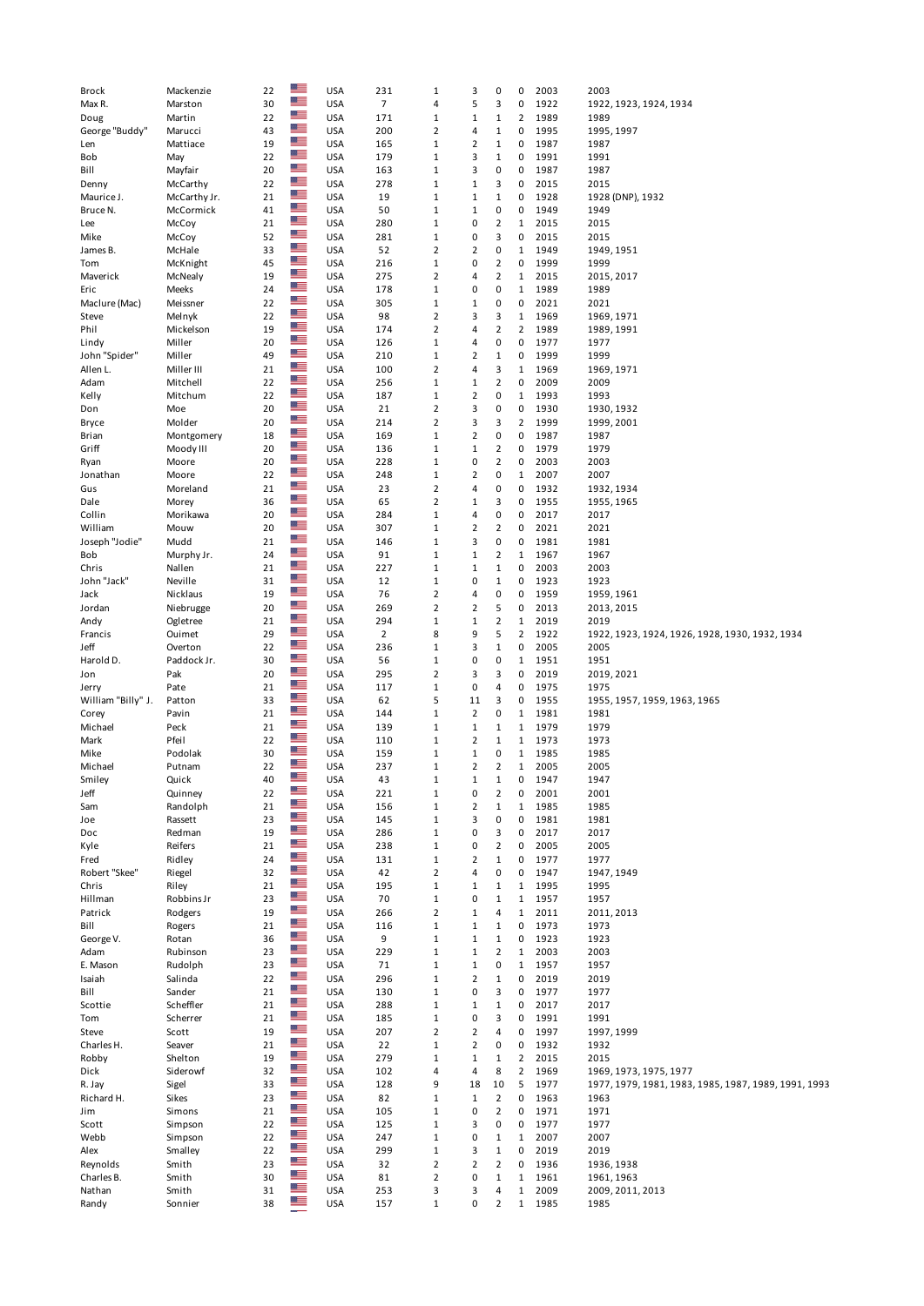| | | | | | | | | | | | |
|---|---|---|---|---|---|---|---|---|---|---|---|
| Brock | Mackenzie | 22 | | USA | 231 | 1 | 3 | 0 | 0 | 2003 | 2003 |
| Max R. | Marston | 30 | | USA | 7 | 4 | 5 | 3 | 0 | 1922 | 1922, 1923, 1924, 1934 |
| Doug | Martin | 22 | | USA | 171 | 1 | 1 | 1 | 2 | 1989 | 1989 |
| George "Buddy" | Marucci | 43 | | USA | 200 | 2 | 4 | 1 | 0 | 1995 | 1995, 1997 |
| Len | Mattiace | 19 | | USA | 165 | 1 | 2 | 1 | 0 | 1987 | 1987 |
| Bob | May | 22 | | USA | 179 | 1 | 3 | 1 | 0 | 1991 | 1991 |
| Bill | Mayfair | 20 | | USA | 163 | 1 | 3 | 0 | 0 | 1987 | 1987 |
| Denny | McCarthy | 22 | | USA | 278 | 1 | 1 | 3 | 0 | 2015 | 2015 |
| Maurice J. | McCarthy Jr. | 21 | | USA | 19 | 1 | 1 | 1 | 0 | 1928 | 1928 (DNP), 1932 |
| Bruce N. | McCormick | 41 | | USA | 50 | 1 | 1 | 0 | 0 | 1949 | 1949 |
| Lee | McCoy | 21 | | USA | 280 | 1 | 0 | 2 | 1 | 2015 | 2015 |
| Mike | McCoy | 52 | | USA | 281 | 1 | 0 | 3 | 0 | 2015 | 2015 |
| James B. | McHale | 33 | | USA | 52 | 2 | 2 | 0 | 1 | 1949 | 1949, 1951 |
| Tom | McKnight | 45 | | USA | 216 | 1 | 0 | 2 | 0 | 1999 | 1999 |
| Maverick | McNealy | 19 | | USA | 275 | 2 | 4 | 2 | 1 | 2015 | 2015, 2017 |
| Eric | Meeks | 24 | | USA | 178 | 1 | 0 | 0 | 1 | 1989 | 1989 |
| Maclure (Mac) | Meissner | 22 | | USA | 305 | 1 | 1 | 0 | 0 | 2021 | 2021 |
| Steve | Melnyk | 22 | | USA | 98 | 2 | 3 | 3 | 1 | 1969 | 1969, 1971 |
| Phil | Mickelson | 19 | | USA | 174 | 2 | 4 | 2 | 2 | 1989 | 1989, 1991 |
| Lindy | Miller | 20 | | USA | 126 | 1 | 4 | 0 | 0 | 1977 | 1977 |
| John "Spider" | Miller | 49 | | USA | 210 | 1 | 2 | 1 | 0 | 1999 | 1999 |
| Allen L. | Miller III | 21 | | USA | 100 | 2 | 4 | 3 | 1 | 1969 | 1969, 1971 |
| Adam | Mitchell | 22 | | USA | 256 | 1 | 1 | 2 | 0 | 2009 | 2009 |
| Kelly | Mitchum | 22 | | USA | 187 | 1 | 2 | 0 | 1 | 1993 | 1993 |
| Don | Moe | 20 | | USA | 21 | 2 | 3 | 0 | 0 | 1930 | 1930, 1932 |
| Bryce | Molder | 20 | | USA | 214 | 2 | 3 | 3 | 2 | 1999 | 1999, 2001 |
| Brian | Montgomery | 18 | | USA | 169 | 1 | 2 | 0 | 0 | 1987 | 1987 |
| Griff | Moody III | 20 | | USA | 136 | 1 | 1 | 2 | 0 | 1979 | 1979 |
| Ryan | Moore | 20 | | USA | 228 | 1 | 0 | 2 | 0 | 2003 | 2003 |
| Jonathan | Moore | 22 | | USA | 248 | 1 | 2 | 0 | 1 | 2007 | 2007 |
| Gus | Moreland | 21 | | USA | 23 | 2 | 4 | 0 | 0 | 1932 | 1932, 1934 |
| Dale | Morey | 36 | | USA | 65 | 2 | 1 | 3 | 0 | 1955 | 1955, 1965 |
| Collin | Morikawa | 20 | | USA | 284 | 1 | 4 | 0 | 0 | 2017 | 2017 |
| William | Mouw | 20 | | USA | 307 | 1 | 2 | 2 | 0 | 2021 | 2021 |
| Joseph "Jodie" | Mudd | 21 | | USA | 146 | 1 | 3 | 0 | 0 | 1981 | 1981 |
| Bob | Murphy Jr. | 24 | | USA | 91 | 1 | 1 | 2 | 1 | 1967 | 1967 |
| Chris | Nallen | 21 | | USA | 227 | 1 | 1 | 1 | 0 | 2003 | 2003 |
| John "Jack" | Neville | 31 | | USA | 12 | 1 | 0 | 1 | 0 | 1923 | 1923 |
| Jack | Nicklaus | 19 | | USA | 76 | 2 | 4 | 0 | 0 | 1959 | 1959, 1961 |
| Jordan | Niebrugge | 20 | | USA | 269 | 2 | 2 | 5 | 0 | 2013 | 2013, 2015 |
| Andy | Ogletree | 21 | | USA | 294 | 1 | 1 | 2 | 1 | 2019 | 2019 |
| Francis | Ouimet | 29 | | USA | 2 | 8 | 9 | 5 | 2 | 1922 | 1922, 1923, 1924, 1926, 1928, 1930, 1932, 1934 |
| Jeff | Overton | 22 | | USA | 236 | 1 | 3 | 1 | 0 | 2005 | 2005 |
| Harold D. | Paddock Jr. | 30 | | USA | 56 | 1 | 0 | 0 | 1 | 1951 | 1951 |
| Jon | Pak | 20 | | USA | 295 | 2 | 3 | 3 | 0 | 2019 | 2019, 2021 |
| Jerry | Pate | 21 | | USA | 117 | 1 | 0 | 4 | 0 | 1975 | 1975 |
| William "Billy" J. | Patton | 33 | | USA | 62 | 5 | 11 | 3 | 0 | 1955 | 1955, 1957, 1959, 1963, 1965 |
| Corey | Pavin | 21 | | USA | 144 | 1 | 2 | 0 | 1 | 1981 | 1981 |
| Michael | Peck | 21 | | USA | 139 | 1 | 1 | 1 | 1 | 1979 | 1979 |
| Mark | Pfeil | 22 | | USA | 110 | 1 | 2 | 1 | 1 | 1973 | 1973 |
| Mike | Podolak | 30 | | USA | 159 | 1 | 1 | 0 | 1 | 1985 | 1985 |
| Michael | Putnam | 22 | | USA | 237 | 1 | 2 | 2 | 1 | 2005 | 2005 |
| Smiley | Quick | 40 | | USA | 43 | 1 | 1 | 1 | 0 | 1947 | 1947 |
| Jeff | Quinney | 22 | | USA | 221 | 1 | 0 | 2 | 0 | 2001 | 2001 |
| Sam | Randolph | 21 | | USA | 156 | 1 | 2 | 1 | 1 | 1985 | 1985 |
| Joe | Rassett | 23 | | USA | 145 | 1 | 3 | 0 | 0 | 1981 | 1981 |
| Doc | Redman | 19 | | USA | 286 | 1 | 0 | 3 | 0 | 2017 | 2017 |
| Kyle | Reifers | 21 | | USA | 238 | 1 | 0 | 2 | 0 | 2005 | 2005 |
| Fred | Ridley | 24 | | USA | 131 | 1 | 2 | 1 | 0 | 1977 | 1977 |
| Robert "Skee" | Riegel | 32 | | USA | 42 | 2 | 4 | 0 | 0 | 1947 | 1947, 1949 |
| Chris | Riley | 21 | | USA | 195 | 1 | 1 | 1 | 1 | 1995 | 1995 |
| Hillman | Robbins Jr | 23 | | USA | 70 | 1 | 0 | 1 | 1 | 1957 | 1957 |
| Patrick | Rodgers | 19 | | USA | 266 | 2 | 1 | 4 | 1 | 2011 | 2011, 2013 |
| Bill | Rogers | 21 | | USA | 116 | 1 | 1 | 1 | 0 | 1973 | 1973 |
| George V. | Rotan | 36 | | USA | 9 | 1 | 1 | 1 | 0 | 1923 | 1923 |
| Adam | Rubinson | 23 | | USA | 229 | 1 | 1 | 2 | 1 | 2003 | 2003 |
| E. Mason | Rudolph | 23 | | USA | 71 | 1 | 1 | 0 | 1 | 1957 | 1957 |
| Isaiah | Salinda | 22 | | USA | 296 | 1 | 2 | 1 | 0 | 2019 | 2019 |
| Bill | Sander | 21 | | USA | 130 | 1 | 0 | 3 | 0 | 1977 | 1977 |
| Scottie | Scheffler | 21 | | USA | 288 | 1 | 1 | 1 | 0 | 2017 | 2017 |
| Tom | Scherrer | 21 | | USA | 185 | 1 | 0 | 3 | 0 | 1991 | 1991 |
| Steve | Scott | 19 | | USA | 207 | 2 | 2 | 4 | 0 | 1997 | 1997, 1999 |
| Charles H. | Seaver | 21 | | USA | 22 | 1 | 2 | 0 | 0 | 1932 | 1932 |
| Robby | Shelton | 19 | | USA | 279 | 1 | 1 | 1 | 2 | 2015 | 2015 |
| Dick | Siderowf | 32 | | USA | 102 | 4 | 4 | 8 | 2 | 1969 | 1969, 1973, 1975, 1977 |
| R. Jay | Sigel | 33 | | USA | 128 | 9 | 18 | 10 | 5 | 1977 | 1977, 1979, 1981, 1983, 1985, 1987, 1989, 1991, 1993 |
| Richard H. | Sikes | 23 | | USA | 82 | 1 | 1 | 2 | 0 | 1963 | 1963 |
| Jim | Simons | 21 | | USA | 105 | 1 | 0 | 2 | 0 | 1971 | 1971 |
| Scott | Simpson | 22 | | USA | 125 | 1 | 3 | 0 | 0 | 1977 | 1977 |
| Webb | Simpson | 22 | | USA | 247 | 1 | 0 | 1 | 1 | 2007 | 2007 |
| Alex | Smalley | 22 | | USA | 299 | 1 | 3 | 1 | 0 | 2019 | 2019 |
| Reynolds | Smith | 23 | | USA | 32 | 2 | 2 | 2 | 0 | 1936 | 1936, 1938 |
| Charles B. | Smith | 30 | | USA | 81 | 2 | 0 | 1 | 1 | 1961 | 1961, 1963 |
| Nathan | Smith | 31 | | USA | 253 | 3 | 3 | 4 | 1 | 2009 | 2009, 2011, 2013 |
| Randy | Sonnier | 38 | | USA | 157 | 1 | 0 | 2 | 1 | 1985 | 1985 |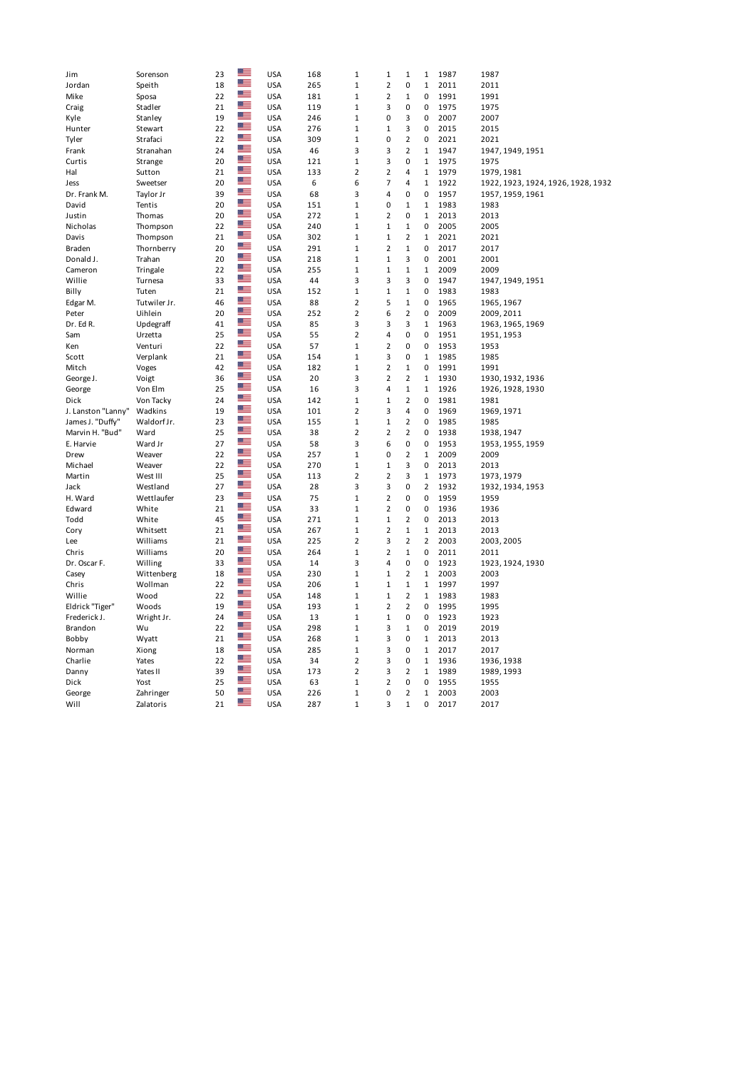| | | | | | | | | | | | |
|---|---|---|---|---|---|---|---|---|---|---|---|
| Jim | Sorenson | 23 | | USA | 168 | 1 | 1 | 1 | 1 | 1987 | 1987 |
| Jordan | Speith | 18 | | USA | 265 | 1 | 2 | 0 | 1 | 2011 | 2011 |
| Mike | Sposa | 22 | | USA | 181 | 1 | 2 | 1 | 0 | 1991 | 1991 |
| Craig | Stadler | 21 | | USA | 119 | 1 | 3 | 0 | 0 | 1975 | 1975 |
| Kyle | Stanley | 19 | | USA | 246 | 1 | 0 | 3 | 0 | 2007 | 2007 |
| Hunter | Stewart | 22 | | USA | 276 | 1 | 1 | 3 | 0 | 2015 | 2015 |
| Tyler | Strafaci | 22 | | USA | 309 | 1 | 0 | 2 | 0 | 2021 | 2021 |
| Frank | Stranahan | 24 | | USA | 46 | 3 | 3 | 2 | 1 | 1947 | 1947, 1949, 1951 |
| Curtis | Strange | 20 | | USA | 121 | 1 | 3 | 0 | 1 | 1975 | 1975 |
| Hal | Sutton | 21 | | USA | 133 | 2 | 2 | 4 | 1 | 1979 | 1979, 1981 |
| Jess | Sweetser | 20 | | USA | 6 | 6 | 7 | 4 | 1 | 1922 | 1922, 1923, 1924, 1926, 1928, 1932 |
| Dr. Frank M. | Taylor Jr | 39 | | USA | 68 | 3 | 4 | 0 | 0 | 1957 | 1957, 1959, 1961 |
| David | Tentis | 20 | | USA | 151 | 1 | 0 | 1 | 1 | 1983 | 1983 |
| Justin | Thomas | 20 | | USA | 272 | 1 | 2 | 0 | 1 | 2013 | 2013 |
| Nicholas | Thompson | 22 | | USA | 240 | 1 | 1 | 1 | 0 | 2005 | 2005 |
| Davis | Thompson | 21 | | USA | 302 | 1 | 1 | 2 | 1 | 2021 | 2021 |
| Braden | Thornberry | 20 | | USA | 291 | 1 | 2 | 1 | 0 | 2017 | 2017 |
| Donald J. | Trahan | 20 | | USA | 218 | 1 | 1 | 3 | 0 | 2001 | 2001 |
| Cameron | Tringale | 22 | | USA | 255 | 1 | 1 | 1 | 1 | 2009 | 2009 |
| Willie | Turnesa | 33 | | USA | 44 | 3 | 3 | 3 | 0 | 1947 | 1947, 1949, 1951 |
| Billy | Tuten | 21 | | USA | 152 | 1 | 1 | 1 | 0 | 1983 | 1983 |
| Edgar M. | Tutwiler Jr. | 46 | | USA | 88 | 2 | 5 | 1 | 0 | 1965 | 1965, 1967 |
| Peter | Uihlein | 20 | | USA | 252 | 2 | 6 | 2 | 0 | 2009 | 2009, 2011 |
| Dr. Ed R. | Updegraff | 41 | | USA | 85 | 3 | 3 | 3 | 1 | 1963 | 1963, 1965, 1969 |
| Sam | Urzetta | 25 | | USA | 55 | 2 | 4 | 0 | 0 | 1951 | 1951, 1953 |
| Ken | Venturi | 22 | | USA | 57 | 1 | 2 | 0 | 0 | 1953 | 1953 |
| Scott | Verplank | 21 | | USA | 154 | 1 | 3 | 0 | 1 | 1985 | 1985 |
| Mitch | Voges | 42 | | USA | 182 | 1 | 2 | 1 | 0 | 1991 | 1991 |
| George J. | Voigt | 36 | | USA | 20 | 3 | 2 | 2 | 1 | 1930 | 1930, 1932, 1936 |
| George | Von Elm | 25 | | USA | 16 | 3 | 4 | 1 | 1 | 1926 | 1926, 1928, 1930 |
| Dick | Von Tacky | 24 | | USA | 142 | 1 | 1 | 2 | 0 | 1981 | 1981 |
| J. Lanston "Lanny" | Wadkins | 19 | | USA | 101 | 2 | 3 | 4 | 0 | 1969 | 1969, 1971 |
| James J. "Duffy" | Waldorf Jr. | 23 | | USA | 155 | 1 | 1 | 2 | 0 | 1985 | 1985 |
| Marvin H. "Bud" | Ward | 25 | | USA | 38 | 2 | 2 | 2 | 0 | 1938 | 1938, 1947 |
| E. Harvie | Ward Jr | 27 | | USA | 58 | 3 | 6 | 0 | 0 | 1953 | 1953, 1955, 1959 |
| Drew | Weaver | 22 | | USA | 257 | 1 | 0 | 2 | 1 | 2009 | 2009 |
| Michael | Weaver | 22 | | USA | 270 | 1 | 1 | 3 | 0 | 2013 | 2013 |
| Martin | West III | 25 | | USA | 113 | 2 | 2 | 3 | 1 | 1973 | 1973, 1979 |
| Jack | Westland | 27 | | USA | 28 | 3 | 3 | 0 | 2 | 1932 | 1932, 1934, 1953 |
| H. Ward | Wettlaufer | 23 | | USA | 75 | 1 | 2 | 0 | 0 | 1959 | 1959 |
| Edward | White | 21 | | USA | 33 | 1 | 2 | 0 | 0 | 1936 | 1936 |
| Todd | White | 45 | | USA | 271 | 1 | 1 | 2 | 0 | 2013 | 2013 |
| Cory | Whitsett | 21 | | USA | 267 | 1 | 2 | 1 | 1 | 2013 | 2013 |
| Lee | Williams | 21 | | USA | 225 | 2 | 3 | 2 | 2 | 2003 | 2003, 2005 |
| Chris | Williams | 20 | | USA | 264 | 1 | 2 | 1 | 0 | 2011 | 2011 |
| Dr. Oscar F. | Willing | 33 | | USA | 14 | 3 | 4 | 0 | 0 | 1923 | 1923, 1924, 1930 |
| Casey | Wittenberg | 18 | | USA | 230 | 1 | 1 | 2 | 1 | 2003 | 2003 |
| Chris | Wollman | 22 | | USA | 206 | 1 | 1 | 1 | 1 | 1997 | 1997 |
| Willie | Wood | 22 | | USA | 148 | 1 | 1 | 2 | 1 | 1983 | 1983 |
| Eldrick "Tiger" | Woods | 19 | | USA | 193 | 1 | 2 | 2 | 0 | 1995 | 1995 |
| Frederick J. | Wright Jr. | 24 | | USA | 13 | 1 | 1 | 0 | 0 | 1923 | 1923 |
| Brandon | Wu | 22 | | USA | 298 | 1 | 3 | 1 | 0 | 2019 | 2019 |
| Bobby | Wyatt | 21 | | USA | 268 | 1 | 3 | 0 | 1 | 2013 | 2013 |
| Norman | Xiong | 18 | | USA | 285 | 1 | 3 | 0 | 1 | 2017 | 2017 |
| Charlie | Yates | 22 | | USA | 34 | 2 | 3 | 0 | 1 | 1936 | 1936, 1938 |
| Danny | Yates II | 39 | | USA | 173 | 2 | 3 | 2 | 1 | 1989 | 1989, 1993 |
| Dick | Yost | 25 | | USA | 63 | 1 | 2 | 0 | 0 | 1955 | 1955 |
| George | Zahringer | 50 | | USA | 226 | 1 | 0 | 2 | 1 | 2003 | 2003 |
| Will | Zalatoris | 21 | | USA | 287 | 1 | 3 | 1 | 0 | 2017 | 2017 |